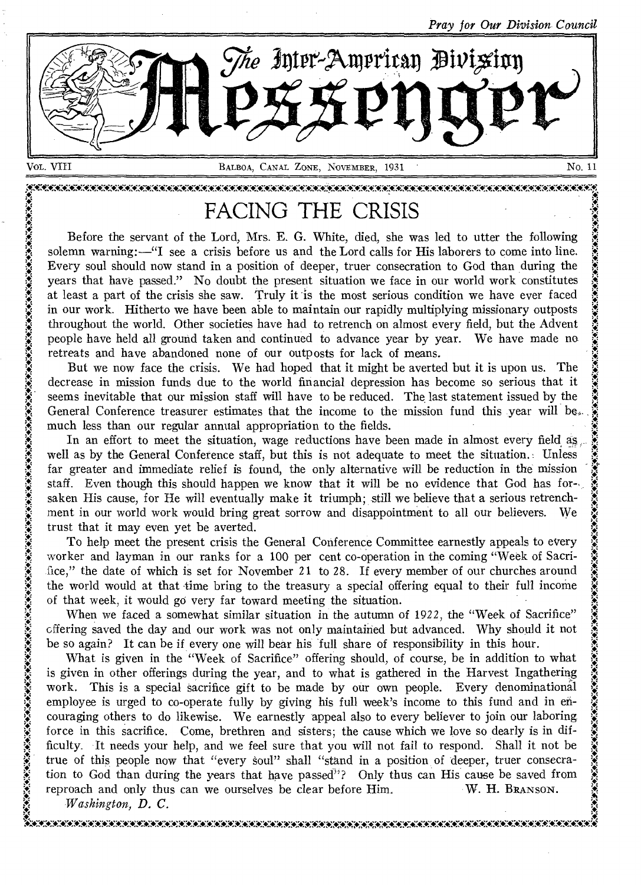*Pray for Our Division Council*

# The Inter-American Division Messenger

Vol. VIII — Balboa, Canal Zone, November, 1931 — No. 11

## FACING THE CRISIS

Before the servant of the Lord, Mrs. E. G. White, died, she was led to utter the following solemn warning:—"I see a crisis before us and the Lord calls for His laborers to come into line. Every soul should now stand in a position of deeper, truer consecration to God than during the years that have passed." No doubt the present situation we face in our world work constitutes at least a part of the crisis she saw. Truly it is the most serious condition we have ever faced in our work. Hitherto we have been able to maintain our rapidly multiplying missionary outposts throughout the world. Other societies have had to retrench on almost every field, but the Advent people have held all ground taken and continued to advance year by year. We have made no retreats and have abandoned none of our outposts for lack of means.

But we now face the crisis. We had hoped that it might be averted but it is upon us. The decrease in mission funds due to the world financial depression has become so serious that it seems inevitable that our mission staff will have to be reduced. The last statement issued by the General Conference treasurer estimates that the income to the mission fund this year will be much less than our regular annual appropriation to the fields.

In an effort to meet the situation, wage reductions have been made in almost every field as well as by the General Conference staff, but this is not adequate to meet the situation. Unless far greater and immediate relief is found, the only alternative will be reduction in the mission staff. Even though this should happen we know that it will be no evidence that God has forsaken His cause, for He will eventually make it triumph; still we believe that a serious retrenchment in our world work would bring great sorrow and disappointment to all our believers. We trust that it may even yet be averted.

To help meet the present crisis the General Conference Committee earnestly appeals to every worker and layman in our ranks for a 100 per cent co-operation in the coming "Week of Sacrifice," the date of which is set for November 21 to 28. If every member of our churches around the world would at that time bring to the treasury a special offering equal to their full income of that week, it would go very far toward meeting the situation.

When we faced a somewhat similar situation in the autumn of 1922, the "Week of Sacrifice" offering saved the day and our work was not only maintained but advanced. Why should it not be so again? It can be if every one will bear his full share of responsibility in this hour.

What is given in the "Week of Sacrifice" offering should, of course, be in addition to what is given in other offerings during the year, and to what is gathered in the Harvest Ingathering work. This is a special sacrifice gift to be made by our own people. Every denominational employee is urged to co-operate fully by giving his full week's income to this fund and in encouraging others to do likewise. We earnestly appeal also to every believer to join our laboring force in this sacrifice. Come, brethren and sisters; the cause which we love so dearly is in difficulty. It needs your help, and we feel sure that you will not fail to respond. Shall it not be true of this people now that "every soul" shall "stand in a position of deeper, truer consecration to God than during the years that have passed"? Only thus can His cause be saved from reproach and only thus can we ourselves be clear before Him.

W. H. Branson.

*Washington, D. C.*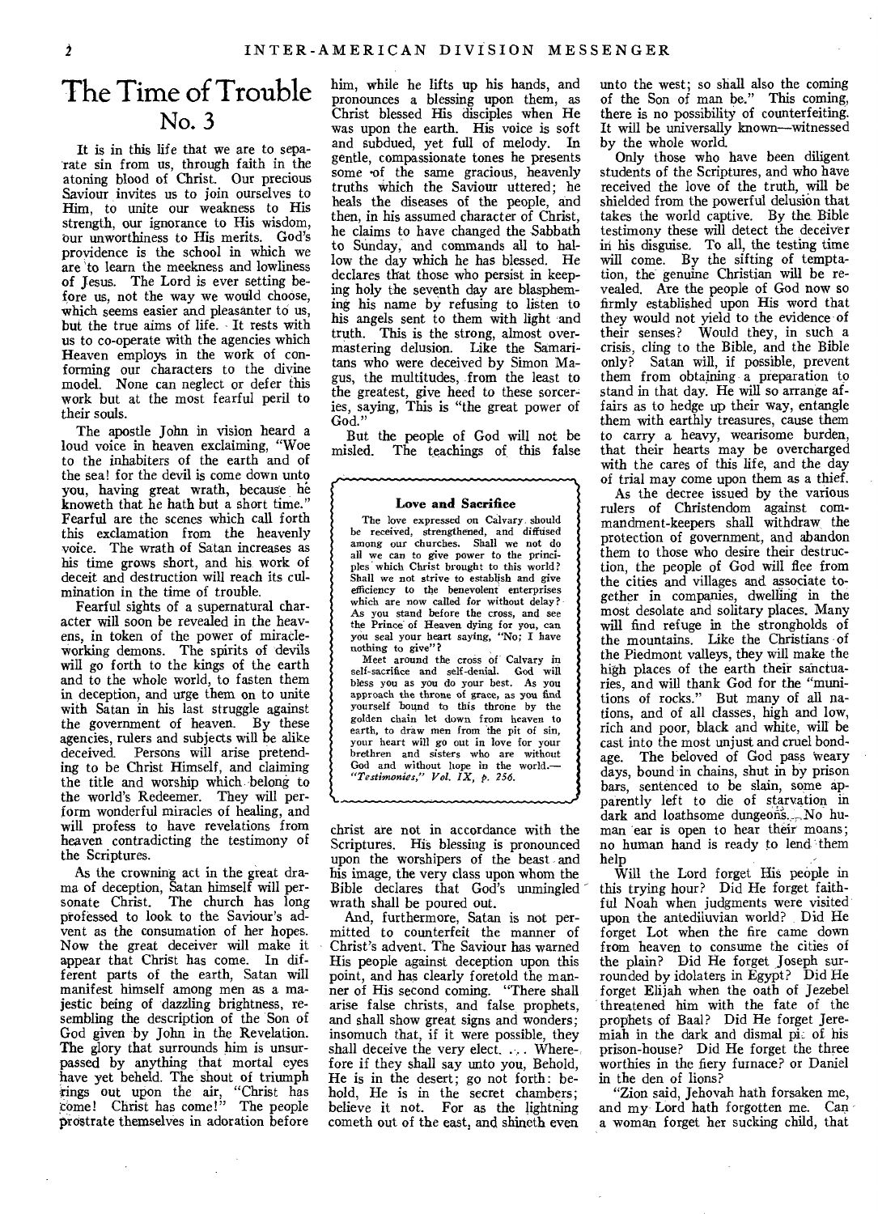# The Time of Trouble No. 3

It is in this life that we are to separate sin from us, through faith in the atoning blood of Christ. Our precious Saviour invites us to join ourselves to Him, to unite our weakness to His strength, our ignorance to His wisdom, our unworthiness to His merits. God's providence is the school in which we are to learn the meekness and lowliness of Jesus. The Lord is ever setting before us, not the way we would choose, which seems easier and pleasanter to us, but the true aims of life. It rests with us to co-operate with the agencies which Heaven employs in the work of conforming our characters to the divine model. None can neglect or defer this work but at the most fearful peril to their souls.

The apostle John in vision heard a loud voice in heaven exclaiming, "Woe to the inhabiters of the earth and of the sea! for the devil is come down unto you, having great wrath, because he knoweth that he hath but a short time." Fearful are the scenes which call forth this exclamation from the heavenly voice. The wrath of Satan increases as his time grows short, and his work of deceit and destruction will reach its culmination in the time of trouble.

Fearful sights of a supernatural character will soon be revealed in the heavens, in token of the power of miracle-working demons. The spirits of devils will go forth to the kings of the earth and to the whole world, to fasten them in deception, and urge them on to unite with Satan in his last struggle against the government of heaven. By these agencies, rulers and subjects will be alike deceived. Persons will arise pretending to be Christ Himself, and claiming the title and worship which belong to the world's Redeemer. They will perform wonderful miracles of healing, and will profess to have revelations from heaven contradicting the testimony of the Scriptures.

As the crowning act in the great drama of deception, Satan himself will personate Christ. The church has long professed to look to the Saviour's advent as the consummation of her hopes. Now the great deceiver will make it appear that Christ has come. In different parts of the earth, Satan will manifest himself among men as a majestic being of dazzling brightness, resembling the description of the Son of God given by John in the Revelation. The glory that surrounds him is unsurpassed by anything that mortal eyes have yet beheld. The shout of triumph rings out upon the air, "Christ has come! Christ has come!" The people prostrate themselves in adoration before him, while he lifts up his hands, and pronounces a blessing upon them, as Christ blessed His disciples when He was upon the earth. His voice is soft and subdued, yet full of melody. In gentle, compassionate tones he presents some of the same gracious, heavenly truths which the Saviour uttered; he heals the diseases of the people, and then, in his assumed character of Christ, he claims to have changed the Sabbath to Sunday, and commands all to hallow the day which he has blessed. He declares that those who persist in keeping holy the seventh day are blaspheming his name by refusing to listen to his angels sent to them with light and truth. This is the strong, almost overmastering delusion. Like the Samaritans who were deceived by Simon Magus, the multitudes, from the least to the greatest, give heed to these sorceries, saying, This is "the great power of God."

But the people of God will not be misled. The teachings of this false christ are not in accordance with the Scriptures. His blessing is pronounced upon the worshipers of the beast and his image, the very class upon whom the Bible declares that God's unmingled wrath shall be poured out.

And, furthermore, Satan is not permitted to counterfeit the manner of Christ's advent. The Saviour has warned His people against deception upon this point, and has clearly foretold the manner of His second coming. "There shall arise false christs, and false prophets, and shall show great signs and wonders; insomuch that, if it were possible, they shall deceive the very elect. . . . Wherefore if they shall say unto you, Behold, He is in the desert; go not forth: behold, He is in the secret chambers; believe it not. For as the lightning cometh out of the east, and shineth even unto the west; so shall also the coming of the Son of man be." This coming, there is no possibility of counterfeiting. It will be universally known—witnessed by the whole world.

Only those who have been diligent students of the Scriptures, and who have received the love of the truth, will be shielded from the powerful delusion that takes the world captive. By the Bible testimony these will detect the deceiver in his disguise. To all, the testing time will come. By the sifting of temptation, the genuine Christian will be revealed. Are the people of God now so firmly established upon His word that they would not yield to the evidence of their senses? Would they, in such a crisis, cling to the Bible, and the Bible only? Satan will, if possible, prevent them from obtaining a preparation to stand in that day. He will so arrange affairs as to hedge up their way, entangle them with earthly treasures, cause them to carry a heavy, wearisome burden, that their hearts may be overcharged with the cares of this life, and the day of trial may come upon them as a thief.

As the decree issued by the various rulers of Christendom against commandment-keepers shall withdraw the protection of government, and abandon them to those who desire their destruction, the people of God will flee from the cities and villages and associate together in companies, dwelling in the most desolate and solitary places. Many will find refuge in the strongholds of the mountains. Like the Christians of the Piedmont valleys, they will make the high places of the earth their sanctuaries, and will thank God for the "munitions of rocks." But many of all nations, and of all classes, high and low, rich and poor, black and white, will be cast into the most unjust and cruel bondage. The beloved of God pass weary days, bound in chains, shut in by prison bars, sentenced to be slain, some apparently left to die of starvation in dark and loathsome dungeons. No human ear is open to hear their moans; no human hand is ready to lend them help

Will the Lord forget His people in this trying hour? Did He forget faithful Noah when judgments were visited upon the antediluvian world? Did He forget Lot when the fire came down from heaven to consume the cities of the plain? Did He forget Joseph surrounded by idolaters in Egypt? Did He forget Elijah when the oath of Jezebel threatened him with the fate of the prophets of Baal? Did He forget Jeremiah in the dark and dismal pit of his prison-house? Did He forget the three worthies in the fiery furnace? or Daniel in the den of lions?

"Zion said, Jehovah hath forsaken me, and my Lord hath forgotten me. Can a woman forget her sucking child, that

---

**Love and Sacrifice**

The love expressed on Calvary should be received, strengthened, and diffused among our churches. Shall we not do all we can to give power to the principles which Christ brought to this world? Shall we not strive to establish and give efficiency to the benevolent enterprises which are now called for without delay? As you stand before the cross, and see the Prince of Heaven dying for you, can you seal your heart saying, "No; I have nothing to give"?

Meet around the cross of Calvary in self-sacrifice and self-denial. God will bless you as you do your best. As you approach the throne of grace, as you find yourself bound to this throne by the golden chain let down from heaven to earth, to draw men from the pit of sin, your heart will go out in love for your brethren and sisters who are without God and without hope in the world.—*"Testimonies," Vol. IX, p. 256.*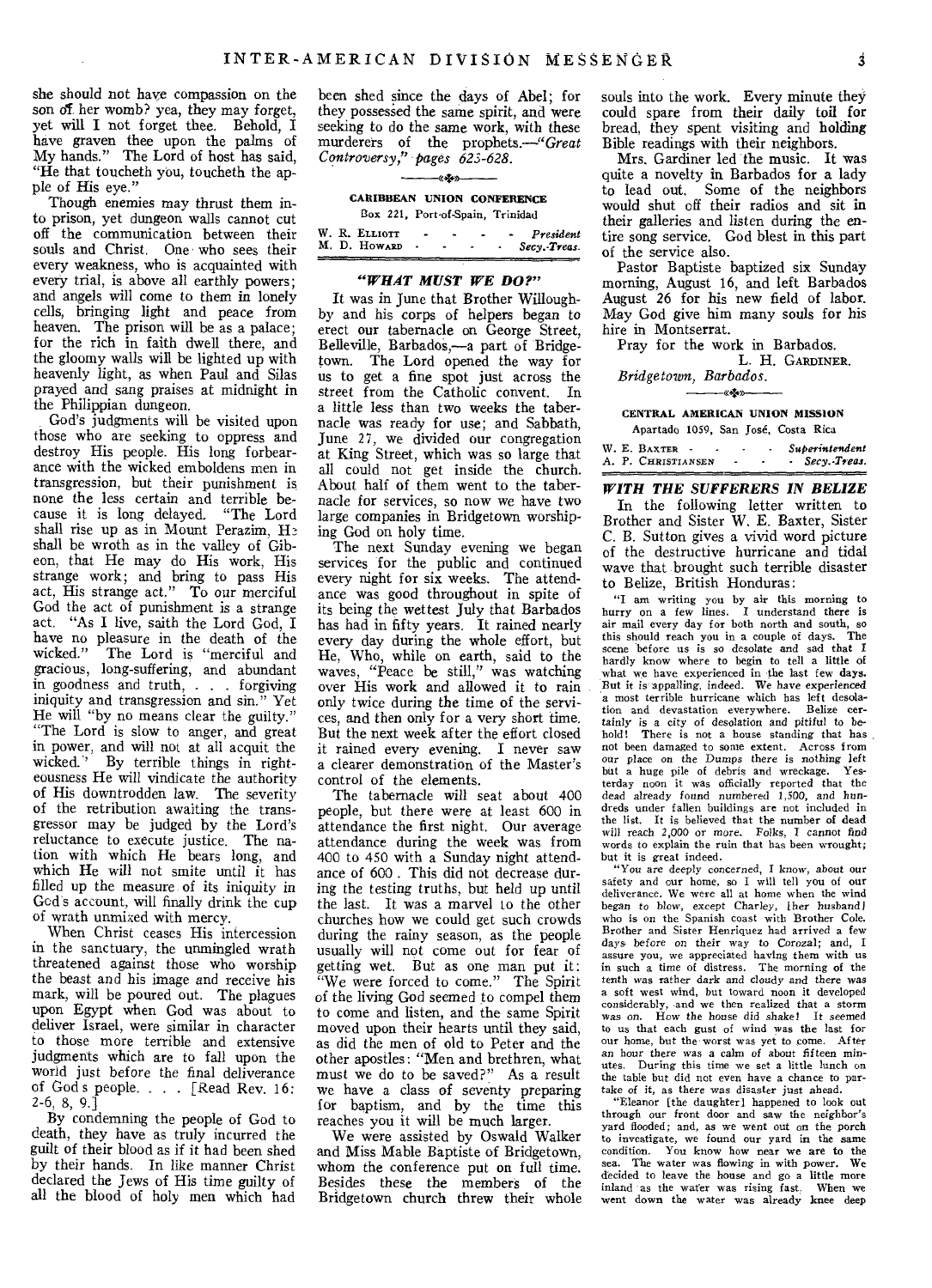she should not have compassion on the son of her womb? yea, they may forget, yet will I not forget thee. Behold, I have graven thee upon the palms of My hands." The Lord of host has said, "He that toucheth you, toucheth the apple of His eye."

Though enemies may thrust them into prison, yet dungeon walls cannot cut off the communication between their souls and Christ. One who sees their every weakness, who is acquainted with every trial, is above all earthly powers; and angels will come to them in lonely cells, bringing light and peace from heaven. The prison will be as a palace; for the rich in faith dwell there, and the gloomy walls will be lighted up with heavenly light, as when Paul and Silas prayed and sang praises at midnight in the Philippian dungeon.

God's judgments will be visited upon those who are seeking to oppress and destroy His people. His long forbearance with the wicked emboldens men in transgression, but their punishment is none the less certain and terrible because it is long delayed. "The Lord shall rise up as in Mount Perazim, He shall be wroth as in the valley of Gibeon, that He may do His work, His strange work; and bring to pass His act, His strange act." To our merciful God the act of punishment is a strange act. "As I live, saith the Lord God, I have no pleasure in the death of the wicked." The Lord is "merciful and gracious, long-suffering, and abundant in goodness and truth, . . . forgiving iniquity and transgression and sin." Yet He will "by no means clear the guilty." "The Lord is slow to anger, and great in power, and will not at all acquit the wicked." By terrible things in righteousness He will vindicate the authority of His downtrodden law. The severity of the retribution awaiting the transgressor may be judged by the Lord's reluctance to execute justice. The nation with which He bears long, and which He will not smite until it has filled up the measure of its iniquity in God's account, will finally drink the cup of wrath unmixed with mercy.

When Christ ceases His intercession in the sanctuary, the unmingled wrath threatened against those who worship the beast and his image and receive his mark, will be poured out. The plagues upon Egypt when God was about to deliver Israel, were similar in character to those more terrible and extensive judgments which are to fall upon the world just before the final deliverance of God's people. . . . [Read Rev. 16: 2-6, 8, 9.]

By condemning the people of God to death, they have as truly incurred the guilt of their blood as if it had been shed by their hands. In like manner Christ declared the Jews of His time guilty of all the blood of holy men which had been shed since the days of Abel; for they possessed the same spirit, and were seeking to do the same work, with these murderers of the prophets.—*"Great Controversy," pages 623-628.*

---

**CARIBBEAN UNION CONFERENCE**
Box 221, Port-of-Spain, Trinidad

| | |
|---|---|
| W. R. ELLIOTT | *President* |
| M. D. HOWARD | *Secy.-Treas.* |

## "WHAT MUST WE DO?"

It was in June that Brother Willoughby and his corps of helpers began to erect our tabernacle on George Street, Belleville, Barbados,—a part of Bridgetown. The Lord opened the way for us to get a fine spot just across the street from the Catholic convent. In a little less than two weeks the tabernacle was ready for use; and Sabbath, June 27, we divided our congregation at King Street, which was so large that all could not get inside the church. About half of them went to the tabernacle for services, so now we have two large companies in Bridgetown worshiping God on holy time.

The next Sunday evening we began services for the public and continued every night for six weeks. The attendance was good throughout in spite of its being the wettest July that Barbados has had in fifty years. It rained nearly every day during the whole effort, but He, Who, while on earth, said to the waves, "Peace be still," was watching over His work and allowed it to rain only twice during the time of the services, and then only for a very short time. But the next week after the effort closed it rained every evening. I never saw a clearer demonstration of the Master's control of the elements.

The tabernacle will seat about 400 people, but there were at least 600 in attendance the first night. Our average attendance during the week was from 400 to 450 with a Sunday night attendance of 600. This did not decrease during the testing truths, but held up until the last. It was a marvel to the other churches how we could get such crowds during the rainy season, as the people usually will not come out for fear of getting wet. But as one man put it: "We were forced to come." The Spirit of the living God seemed to compel them to come and listen, and the same Spirit moved upon their hearts until they said, as did the men of old to Peter and the other apostles: "Men and brethren, what must we do to be saved?" As a result we have a class of seventy preparing for baptism, and by the time this reaches you it will be much larger.

We were assisted by Oswald Walker and Miss Mable Baptiste of Bridgetown, whom the conference put on full time. Besides these the members of the Bridgetown church threw their whole souls into the work. Every minute they could spare from their daily toil for bread, they spent visiting and holding Bible readings with their neighbors.

Mrs. Gardiner led the music. It was quite a novelty in Barbados for a lady to lead out. Some of the neighbors would shut off their radios and sit in their galleries and listen during the entire song service. God blest in this part of the service also.

Pastor Baptiste baptized six Sunday morning, August 16, and left Barbados August 26 for his new field of labor. May God give him many souls for his hire in Montserrat.

Pray for the work in Barbados.

L. H. GARDINER.

*Bridgetown, Barbados.*

---

**CENTRAL AMERICAN UNION MISSION**
Apartado 1059, San José, Costa Rica

| | |
|---|---|
| W. E. BAXTER | *Superintendent* |
| A. P. CHRISTIANSEN | *Secy.-Treas.* |

## WITH THE SUFFERERS IN BELIZE

In the following letter written to Brother and Sister W. E. Baxter, Sister C. B. Sutton gives a vivid word picture of the destructive hurricane and tidal wave that brought such terrible disaster to Belize, British Honduras:

"I am writing you by air this morning to hurry on a few lines. I understand there is air mail every day for both north and south, so this should reach you in a couple of days. The scene before us is so desolate and sad that I hardly know where to begin to tell a little of what we have experienced in the last few days. But it is appalling, indeed. We have experienced a most terrible hurricane which has left desolation and devastation everywhere. Belize certainly is a city of desolation and pitiful to behold! There is not a house standing that has not been damaged to some extent. Across from our place on the Dumps there is nothing left but a huge pile of debris and wreckage. Yesterday noon it was officially reported that the dead already found numbered 1,500, and hundreds under fallen buildings are not included in the list. It is believed that the number of dead will reach 2,000 or more. Folks, I cannot find words to explain the ruin that has been wrought; but it is great indeed.

"You are deeply concerned, I know, about our safety and our home, so I will tell you of our deliverance. We were all at home when the wind began to blow, except Charley, [her husband] who is on the Spanish coast with Brother Cole. Brother and Sister Henriquez had arrived a few days before on their way to Corozal; and, I assure you, we appreciated having them with us in such a time of distress. The morning of the tenth was rather dark and cloudy and there was a soft west wind, but toward noon it developed considerably, and we then realized that a storm was on. How the house did shake! It seemed to us that each gust of wind was the last for our home, but the worst was yet to come. After an hour there was a calm of about fifteen minutes. During this time we set a little lunch on the table but did not even have a chance to partake of it, as there was disaster just ahead.

"Eleanor [the daughter] happened to look out through our front door and saw the neighbor's yard flooded; and, as we went out on the porch to investigate, we found our yard in the same condition. You know how near we are to the sea. The water was flowing in with power. We decided to leave the house and go a little more inland as the water was rising fast. When we went down the water was already knee deep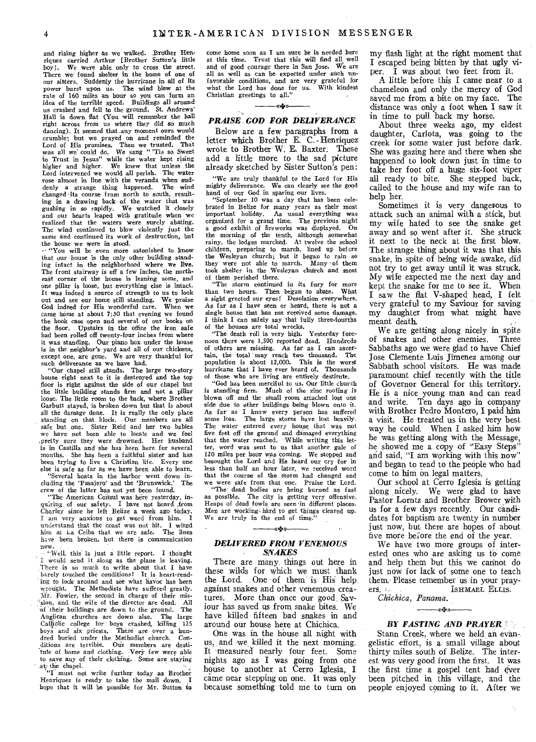and rising higher as we walked. Brother Henriquez carried Arthur [Brother Sutton's little boy]. We were able only to cross the street. There we found shelter in the home of one of our sisters. Suddenly the hurricane in all of its power burst upon us. The wind blew at the rate of 160 miles an hour so you can form an idea of the terrible speed. Buildings all around us crashed and fell to the ground. St. Andrews' Hall is down flat (You will remember the hall right across from us where they did so much dancing). It seemed that any moment ours would crumble; but we prayed on and reminded the Lord of His promises. Then we trusted. That was all we could do. We sang "'Tis so Sweet to Trust in Jesus" while the water kept rising higher and higher. We knew that unless the Lord intervened we would all perish. The water rose almost in line with the veranda when suddenly a strange thing happened. The wind changed its course from north to south, resulting in a drawing back of the water that was gushing in so rapidly. We watched it closely and our hearts leaped with gratitude when we realized that the waters were surely abating. The wind continued to blow violently just the same and continued its work of destruction, but the house we were in stood.

"You will be even more astonished to know that our house is the only other building standing intact in the neighborhood where we live. The front stairway is off a few inches, the northeast corner of the house is leaning some, and one pillar is loose, but everything else is intact. It was indeed a source of strength to us to look out and see our home still standing. We praise God indeed for His wonderful care. When we came home at about 7:30 that evening we found the book case open and several of our books on the floor. Upstairs in the office the iron safe had been rolled off twenty-four inches from where it was standing. Our piano box under the house is in the neighbor's yard and all of our chickens, except one, are gone. We are very thankful for such deliverance as we have had.

"Our chapel still stands. The large two-story house right next to it is destroyed and the top floor is right against the side of our chapel but the little building stands firm and not a pillar loose. The little room to the back, where Brother Garbutt stayed, is broken down but that is about all the damage done. It is really the only place standing on that block. Our members are all safe but one. Sister Reid and her two babies we have not been able to locate and we feel pretty sure they were drowned. Her husband is in Castilla and she has been here for several months. She has been a faithful sister and has been trying to live a Christian life. Every one else is safe as far as we have been able to learn.

"Several boats in the harbor went down including the 'Pasajero' and the 'Brunswick.' The crew of the latter has not yet been found.

"The American Consul was here yesterday, inquiring of our safety. I have not heard from Charley since he left Belize a week ago today. I am very anxious to get word from him. I understand that the coast was not hit. I wired him at La Ceiba that we are safe. The lines have been broken, but there is communication now.

"Well, this is just a little report. I thought I would send it along as the plane is leaving. There is so much to write about that I have barely touched the conditions! It is heart-rending to look around and see what havoc has been wrought. The Methodists have suffered greatly. Mr. Fowler, the second in charge of their mission, and the wife of the director are dead. All of their buildings are down to the ground. The Anglican churches are down also. The large Catholic college for boys crashed, killing 125 boys and six priests. There are over a hundred buried under the Methodist church. Conditions are terrible. Our members are destitute of home and clothing. Very few were able to save any of their clothing. Some are staying at the chapel.

"I must not write further today as Brother Henriquez is ready to take the mail down. I hope that it will be possible for Mr. Sutton to come home soon as I am sure he is needed here at this time. Trust that this will find all well and of good courage there in San Jose. We are all as well as can be expected under such unfavorable conditions, and are very grateful for what the Lord has done for us. With kindest Christian greetings to all."

## PRAISE GOD FOR DELIVERANCE

Below are a few paragraphs from a letter which Brother E. C. Henriquez wrote to Brother W. E. Baxter. These add a little more to the sad picture already sketched by Sister Sutton's pen:

"We are truly thankful to the Lord for His mighty deliverance. We can clearly see the good hand of our God in sparing our lives.

"September 10 was a day that has been celebrated in Belize for many years as their most important holiday. As usual everything was organized for a grand time. The previous night a good exhibit of fireworks was displayed. On the morning of the tenth, although somewhat rainy, the lodges marched. At twelve the school children, preparing to march, lined up before the Wesleyan church; but it began to rain so they were not able to march. Many of them took shelter in the Wesleyan church and most of them perished there.

"The storm continued in its fury for more than two hours. Then began to abate. What a sight greeted our eyes! Desolation everywhere. As far as I have seen or heard, there is not a single house that has not received some damage. I think I can safely say that fully three-fourths of the houses are total wrecks.

"The death roll is very high. Yesterday forenoon there were 1,500 reported dead. Hundreds of others are missing. As far as I can ascertain, the total may reach two thousand. The population is about 12,000. This is the worst hurricane that I have ever heard of. Thousands of those who are living are entirely destitute.

"God has been merciful to us. Our little church is standing firm. Much of the zinc roofing is blown off and the small room attached lost one side due to other buildings being blown onto it. As far as I know every person has suffered some loss. The large stores have lost heavily. The water entered every house that was not five feet off the ground and damaged everything that the water reached. While writing this letter, word was sent to us that another gale of 120 miles per hour was coming. We stopped and besought the Lord and He heard our cry for in less than half an hour later, we received word that the course of the storm had changed and we were safe from that one. Praise the Lord.

"The dead bodies are being burned as fast as possible. The city is getting very offensive. Heaps of dead fowls are seen in different places. Men are working hard to get things cleared up. We are truly in the end of time."

## DELIVERED FROM VENEMOUS SNAKES

There are many things out here in these wilds for which we must thank the Lord. One of them is His help against snakes and other venemous creatures. More than once our good Saviour has saved us from snake bites. We have killed fifteen bad snakes in and around our house here at Chichica.

One was in the house all night with us, and we killed it the next morning. It measured nearly four feet. Some nights ago as I was going from one house to another at Cerro Iglesia, I came near stepping on one. It was only because something told me to turn on my flash light at the right moment that I escaped being bitten by that ugly viper. I was about two feet from it.

A little before this I came near to a chameleon and only the mercy of God saved me from a bite on my face. The distance was only a foot when I saw it in time to pull back my horse.

About three weeks ago, my eldest daughter, Carlota, was going to the creek for some water just before dark. She was gazing here and there when she happened to look down just in time to take her foot off a huge six-foot viper all ready to bite. She stepped back, called to the house and my wife ran to help her.

Sometimes it is very dangerous to attack such an animal with a stick, but my wife hated to see the snake get away and so went after it. She struck it next to the neck at the first blow. The strange thing about it was that this snake, in spite of being wide awake, did not try to get away until it was struck. My wife expected me the next day and kept the snake for me to see it. When I saw the flat V-shaped head, I felt very grateful to my Saviour for saving my daughter from what might have meant death.

We are getting along nicely in spite of snakes and other enemies. Three Sabbaths ago we were glad to have Chief Jose Clemente Luis Jimenez among our Sabbath school visitors. He was made paramount chief recently with the title of Governor General for this territory. He is a nice young man and can read and write. Ten days ago in company with Brother Pedro Montero, I paid him a visit. He treated us in the very best way he could. When I asked him how he was getting along with the Message, he showed me a copy of "Easy Steps" and said, "I am working with this now" and began to read to the people who had come to him on legal matters.

Our school at Cerro Iglesia is getting along nicely. We were glad to have Pastor Lorntz and Brother Brower with us for a few days recently. Our candidates for baptism are twenty in number just now, but there are hopes of about five more before the end of the year.

We have two more groups of interested ones who are asking us to come and help them but this we cannot do just now for lack of some one to teach them. Please remember us in your prayers.

ISHMAEL ELLIS.

*Chichica, Panama.*

## BY FASTING AND PRAYER

Stann Creek, where we held an evangelistic effort, is a small village about thirty miles south of Belize. The interest was very good from the first. It was the first time a gospel tent had ever been pitched in this village, and the people enjoyed coming to it. After we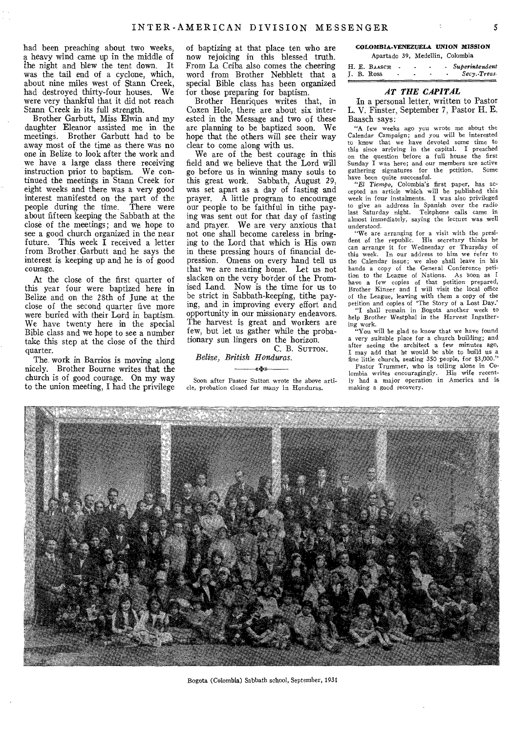had been preaching about two weeks, a heavy wind came up in the middle of the night and blew the tent down. It was the tail end of a cyclone, which, about nine miles west of Stann Creek, had destroyed thirty-four houses. We were very thankful that it did not reach Stann Creek in its full strength.

Brother Garbutt, Miss Elwin and my daughter Eleanor assisted me in the meetings. Brother Garbutt had to be away most of the time as there was no one in Belize to look after the work and we have a large class there receiving instruction prior to baptism. We continued the meetings in Stann Creek for eight weeks and there was a very good interest manifested on the part of the people during the time. There were about fifteen keeping the Sabbath at the close of the meetings; and we hope to see a good church organized in the near future. This week I received a letter from Brother Garbutt and he says the interest is keeping up and he is of good courage.

At the close of the first quarter of this year four were baptized here in Belize and on the 28th of June at the close of the second quarter five more were buried with their Lord in baptism. We have twenty here in the special Bible class and we hope to see a number take this step at the close of the third quarter.

The work in Barrios is moving along nicely. Brother Bourne writes that the church is of good courage. On my way to the union meeting, I had the privilege of baptizing at that place ten who are now rejoicing in this blessed truth. From La Ceiba also comes the cheering word from Brother Nebblett that a special Bible class has been organized for those preparing for baptism.

Brother Henriques writes that, in Coxen Hole, there are about six interested in the Message and two of these are planning to be baptized soon. We hope that the others will see their way clear to come along with us.

We are of the best courage in this field and we believe that the Lord will go before us in winning many souls to this great work. Sabbath, August 29, was set apart as a day of fasting and prayer. A little program to encourage our people to be faithful in tithe paying was sent out for that day of fasting and prayer. We are very anxious that not one shall become careless in bringing to the Lord that which is His own in these pressing hours of financial depression. Omens on every hand tell us that we are nearing home. Let us not slacken on the very border of the Promised Land. Now is the time for us to be strict in Sabbath-keeping, tithe paying, and in improving every effort and opportunity in our missionary endeavors. The harvest is great and workers are few, but let us gather while the probationary sun lingers on the horizon.

C. B. SUTTON.

*Belize, British Honduras.*

Soon after Pastor Sutton wrote the above article, probation closed for many in Honduras.

**COLOMBIA-VENEZUELA UNION MISSION**

Apartado 39, Medellin, Colombia

H. E. BAASCH - - - - *Superintendent*
J. B. Ross - - - - *Secy.-Treas.*

### *AT THE CAPITAL*

In a personal letter, written to Pastor L. V. Finster, September 7, Pastor H. E. Baasch says:

"A few weeks ago you wrote me about the Calendar Campaign; and you will be interested to know that we have devoted some time to this since arriving in the capital. I preached on the question before a full house the first Sunday I was here; and our members are active gathering signatures for the petition. Some have been quite successful.

"*El Tiempo*, Colombia's first paper, has accepted an article which will be published this week in four instalments. I was also privileged to give an address in Spanish over the radio last Saturday night. Telephone calls came in almost immediately, saying the lecture was well understood.

"We are arranging for a visit with the president of the republic. His secretary thinks he can arrange it for Wednesday or Thursday of this week. In our address to him we refer to the Calendar issue; we also shall leave in his hands a copy of the General Conference petition to the League of Nations. As soon as I have a few copies of that petition prepared, Brother Kinzer and I will visit the local office of the League, leaving with them a copy of the petition and copies of 'The Story of a Lost Day.'

"I shall remain in Bogota another week to help Brother Westphal in the Harvest Ingathering work.

"You will be glad to know that we have found a very suitable place for a church building; and after seeing the architect a few minutes ago, I may add that he would be able to build us a fine little church, seating 350 people, for $3,000."

Pastor Trummer, who is toiling alone in Colombia writes encouragingly. His wife recently had a major operation in America and is making a good recovery.

Bogota (Colombia) Sabbath school, September, 1931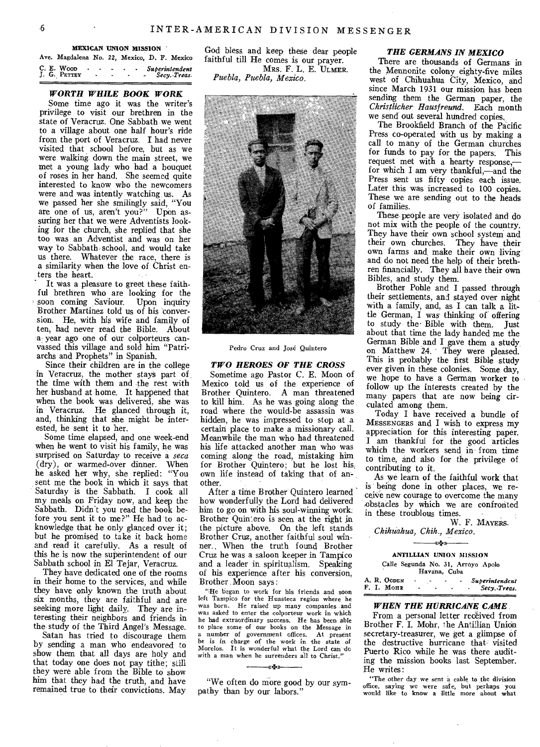**MEXICAN UNION MISSION**

Ave. Magdalena No. 22, Mexico, D. F. Mexico

C. E. Wood - - - - - *Superintendent*
J. G. Pettey - - - - - *Secy.-Treas.*

### *WORTH WHILE BOOK WORK*

Some time ago it was the writer's privilege to visit our brethren in the state of Veracruz. One Sabbath we went to a village about one half hour's ride from the port of Veracruz. I had never visited that school before, but as we were walking down the main street, we met a young lady who had a bouquet of roses in her hand. She seemed quite interested to know who the newcomers were and was intently watching us. As we passed her she smilingly said, "You are one of us, aren't you?" Upon assuring her that we were Adventists looking for the church, she replied that she too was an Adventist and was on her way to Sabbath school, and would take us there. Whatever the race, there is a similarity when the love of Christ enters the heart.

It was a pleasure to greet these faithful brethren who are looking for the soon coming Saviour. Upon inquiry Brother Martinez told us of his conversion. He, with his wife and family of ten, had never read the Bible. About a year ago one of our colporteurs canvassed this village and sold him "Patriarchs and Prophets" in Spanish.

Since their children are in the college in Veracruz, the mother stays part of the time with them and the rest with her husband at home. It happened that when the book was delivered, she was in Veracruz. He glanced through it, and, thinking that she might be interested, he sent it to her.

Some time elapsed, and one week-end when he went to visit his family, he was surprised on Saturday to receive a *seca* (dry), or warmed-over dinner. When he asked her why, she replied: "You sent me the book in which it says that Saturday is the Sabbath. I cook all my meals on Friday now, and keep the Sabbath. Didn't you read the book before you sent it to me?" He had to acknowledge that he only glanced over it; but he promised to take it back home and read it carefully. As a result of this he is now the superintendent of our Sabbath school in El Tejar, Veracruz.

They have dedicated one of the rooms in their home to the services, and while they have only known the truth about six months, they are faithful and are seeking more light daily. They are interesting their neighbors and friends in the study of the Third Angel's Message.

Satan has tried to discourage them by sending a man who endeavored to show them that all days are holy and that today one does not pay tithe; still they were able from the Bible to show him that they had the truth, and have remained true to their convictions. May God bless and keep these dear people faithful till He comes is our prayer.

Mrs. F. L. E. Ulmer.

*Puebla, Puebla, Mexico.*

Pedro Cruz and José Quintero

### *TWO HEROES OF THE CROSS*

Sometime ago Pastor C. E. Moon of Mexico told us of the experience of Brother Quintero. A man threatened to kill him. As he was going along the road where the would-be assassin was hidden, he was impressed to stop at a certain place to make a missionary call. Meanwhile the man who had threatened his life attacked another man who was coming along the road, mistaking him for Brother Quintero; but he lost his own life instead of taking that of another.

After a time Brother Quintero learned how wonderfully the Lord had delivered him to go on with his soul-winning work. Brother Quintero is seen at the right in the picture above. On the left stands Brother Cruz, another faithful soul winner. When the truth found Brother Cruz he was a saloon keeper in Tampico and a leader in spiritualism. Speaking of his experience after his conversion, Brother Moon says:

"He began to work for his friends and soon left Tampico for the Huasteca region where he was born. He raised up many companies and was asked to enter the colporteur work in which he had extraordinary success. He has been able to place some of our books on the Message in a number of government offices. At present he is in charge of the work in the state of Morelos. It is wonderful what the Lord can do with a man when he surrenders all to Christ."

"We often do more good by our sympathy than by our labors."

### *THE GERMANS IN MEXICO*

There are thousands of Germans in the Mennonite colony eighty-five miles west of Chihuahua City, Mexico, and since March 1931 our mission has been sending them the German paper, the *Christlicher Hausfreund*. Each month we send out several hundred copies.

The Brookfield Branch of the Pacific Press co-operated with us by making a call to many of the German churches for funds to pay for the papers. This request met with a hearty response,—for which I am very thankful,—and the Press sent us fifty copies each issue. Later this was increased to 100 copies. These we are sending out to the heads of families.

These people are very isolated and do not mix with the people of the country. They have their own school system and their own churches. They have their own farms and make their own living and do not need the help of their brethren financially. They all have their own Bibles, and study them.

Brother Pohle and I passed through their settlements, and stayed over night with a family, and, as I can talk a little German, I was thinking of offering to study the Bible with them. Just about that time the lady handed me the German Bible and I gave them a study on Matthew 24. They were pleased. This is probably the first Bible study ever given in these colonies. Some day, we hope to have a German worker to follow up the interests created by the many papers that are now being circulated among them.

Today I have received a bundle of Messengers and I wish to express my appreciation for this interesting paper. I am thankful for the good articles which the workers send in from time to time, and also for the privilege of contributing to it.

As we learn of the faithful work that is being done in other places, we receive new courage to overcome the many obstacles by which we are confronted in these troublous times.

W. F. Mayers.

*Chihuahua, Chih., Mexico.*

**ANTILLIAN UNION MISSION**

Calle Segunda No. 31, Arroyo Apolo
Havana, Cuba

A. R. Ogden - - - - *Superintendent*
F. I. Mohr - - - - *Secy.-Treas.*

### *WHEN THE HURRICANE CAME*

From a personal letter received from Brother F. I. Mohr, the Antillian Union secretary-treasurer, we get a glimpse of the destructive hurricane that visited Puerto Rico while he was there auditing the mission books last September. He writes:

"The other day we sent a cable to the division office, saying we were safe, but perhaps you would like to know a little more about what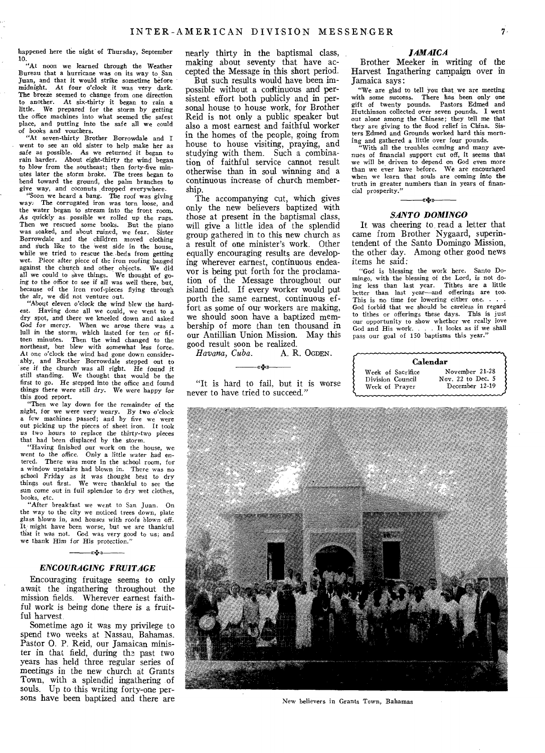happened here the night of Thursday, September 10.

"At noon we learned through the Weather Bureau that a hurricane was on its way to San Juan, and that it would strike sometime before midnight. At four o'clock it was very dark. The breeze seemed to change from one direction to another. At six-thirty it began to rain a little. We prepared for the storm by getting the office machines into what seemed the safest place, and putting into the safe all we could of books and vouchers.

"At seven-thirty Brother Borrowdale and I went to see an old sister to help make her as safe as possible. As we returned it began to rain harder. About eight-thirty the wind began to blow from the southeast; then forty-five minutes later the storm broke. The trees began to bend toward the ground, the palm branches to give way, and coconuts dropped everywhere.

"Soon we heard a bang. The roof was giving way. The corrugated iron was torn loose, and the water began to stream into the front room. As quickly as possible we rolled up the rugs. Then we rescued some books. But the piano was soaked, and about ruined, we fear. Sister Borrowdale and the children moved clothing and such like to the west side in the house, while we tried to rescue the beds from getting wet. Piece after piece of the iron roofing banged against the church and other objects. We did all we could to save things. We thought of going to the office to see if all was well there, but, because of the iron roof-pieces flying through the air, we did not venture out.

"About eleven o'clock the wind blew the hardest. Having done all we could, we went to a dry spot, and there we kneeled down and asked God for mercy. When we arose there was a lull in the storm, which lasted for ten or fifteen minutes. Then the wind changed to the northeast, but blew with somewhat less force. At one o'clock the wind had gone down considerably, and Brother Borrowdale stepped out to see if the church was all right. He found it still standing. We thought that would be the first to go. He stepped into the office and found things there were still dry. We were happy for this good report.

"Then we lay down for the remainder of the night, for we were very weary. By two o'clock a few machines passed; and by five we were out picking up the pieces of sheet iron. It took us two hours to replace the thirty-two pieces that had been displaced by the storm.

"Having finished our work on the house, we went to the office. Only a little water had entered. There was more in the school room, for a window upstairs had blown in. There was no school Friday as it was thought best to dry things out first. We were thankful to see the sun come out in full splendor to dry wet clothes, books, etc.

"After breakfast we went to San Juan. On the way to the city we noticed trees down, plate glass blown in, and houses with roofs blown off. It might have been worse, but we are thankful that it was not. God was very good to us; and we thank Him for His protection."

### *ENCOURAGING FRUITAGE*

Encouraging fruitage seems to only await the ingathering throughout the mission fields. Wherever earnest faithful work is being done there is a fruitful harvest.

Sometime ago it was my privilege to spend two weeks at Nassau, Bahamas. Pastor O. P. Reid, our Jamaican minister in that field, during the past two years has held three regular series of meetings in the new church at Grants Town, with a splendid ingathering of souls. Up to this writing forty-one persons have been baptized and there are nearly thirty in the baptismal class, making about seventy that have accepted the Message in this short period.

But such results would have been impossible without a continuous and persistent effort both publicly and in personal house to house work, for Brother Reid is not only a public speaker but also a most earnest and faithful worker in the homes of the people, going from house to house visiting, praying, and studying with them. Such a combination of faithful service cannot result otherwise than in soul winning and a continuous increase of church membership.

The accompanying cut, which gives only the new believers baptized with those at present in the baptismal class, will give a little idea of the splendid group gathered in to this new church as a result of one minister's work. Other equally encouraging results are developing wherever earnest, continuous endeavor is being put forth for the proclamation of the Message throughout our island field. If every worker would put porth the same earnest, continuous effort as some of our workers are making, we should soon have a baptized membership of more than ten thousand in our Antillian Union Mission. May this good result soon be realized.

*Havana, Cuba.* A. R. OGDEN.

"It is hard to fail, but it is worse never to have tried to succeed."

### *JAMAICA*

Brother Meeker in writing of the Harvest Ingathering campaign over in Jamaica says:

"We are glad to tell you that we are meeting with some success. There has been only one gift of twenty pounds. Pastors Edmed and Hutchinson collected over seven pounds. I went out alone among the Chinese; they tell me that they are giving to the flood relief in China. Sisters Edmed and Grounds worked hard this morning and gathered a little over four pounds.

"With all the troubles coming and many avenues of financial support cut off, it seems that we will be driven to depend on God even more than we ever have before. We are encouraged when we learn that souls are coming into the truth in greater numbers than in years of financial prosperity."

### *SANTO DOMINGO*

It was cheering to read a letter that came from Brother Nygaard, superintendent of the Santo Domingo Mission, the other day. Among other good news items he said:

"God is blessing the work here. Santo Domingo, with the blessing of the Lord, is not doing less than last year. Tithes are a little better than last year—and offerings are too. This is no time for lowering either one. . . . God forbid that we should be careless in regard to tithes or offerings these days. This is just our opportunity to show whether we really love God and His work. . . . It looks as if we shall pass our goal of 150 baptisms this year."

| Calendar | |
|---|---|
| Week of Sacrifice | November 21-28 |
| Division Council | Nov. 22 to Dec. 5 |
| Week of Prayer | December 12-19 |

New believers in Grants Town, Bahamas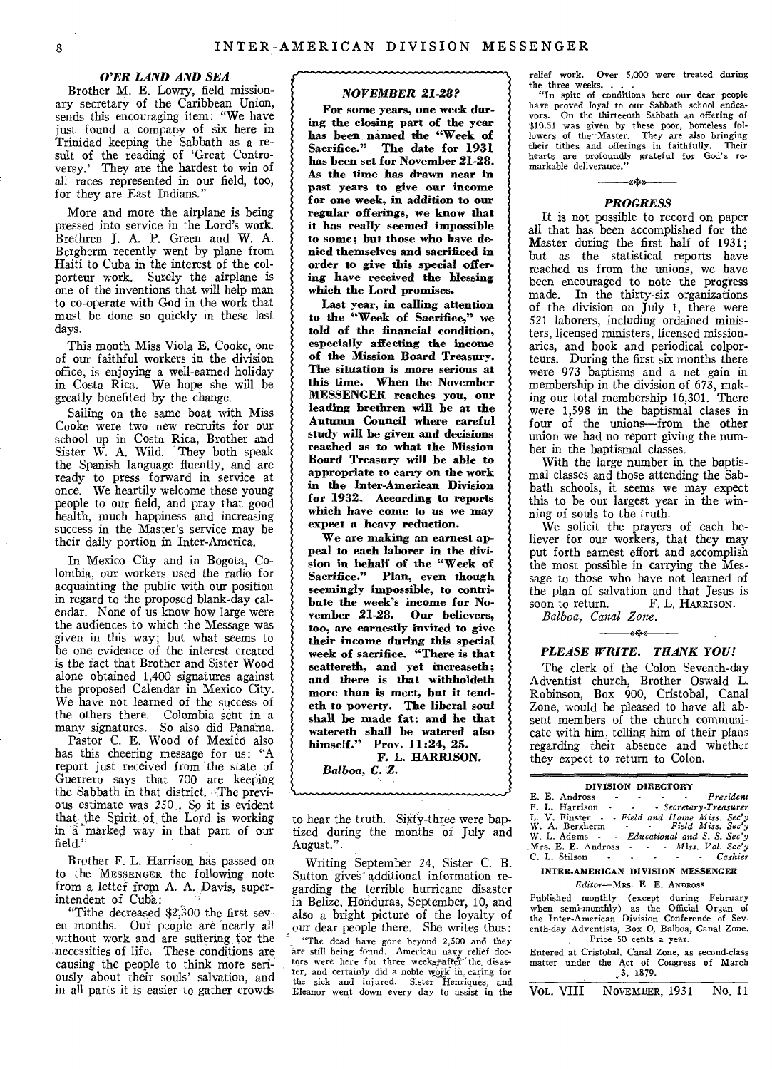### *O'ER LAND AND SEA*

Brother M. E. Lowry, field missionary secretary of the Caribbean Union, sends this encouraging item: "We have just found a company of six here in Trinidad keeping the Sabbath as a result of the reading of 'Great Controversy.' They are the hardest to win of all races represented in our field, too, for they are East Indians."

More and more the airplane is being pressed into service in the Lord's work. Brethren J. A. P. Green and W. A. Bergherm recently went by plane from Haiti to Cuba in the interest of the colporteur work. Surely the airplane is one of the inventions that will help man to co-operate with God in the work that must be done so quickly in these last days.

This month Miss Viola E. Cooke, one of our faithful workers in the division office, is enjoying a well-earned holiday in Costa Rica. We hope she will be greatly benefited by the change.

Sailing on the same boat with Miss Cooke were two new recruits for our school up in Costa Rica, Brother and Sister W. A. Wild. They both speak the Spanish language fluently, and are ready to press forward in service at once. We heartily welcome these young people to our field, and pray that good health, much happiness and increasing success in the Master's service may be their daily portion in Inter-America.

In Mexico City and in Bogota, Colombia, our workers used the radio for acquainting the public with our position in regard to the proposed blank-day calendar. None of us know how large were the audiences to which the Message was given in this way; but what seems to be one evidence of the interest created is the fact that Brother and Sister Wood alone obtained 1,400 signatures against the proposed Calendar in Mexico City. We have not learned of the success of the others there. Colombia sent in a many signatures. So also did Panama.

Pastor C. E. Wood of Mexico also has this cheering message for us: "A report just received from the state of Guerrero says that 700 are keeping the Sabbath in that district. The previous estimate was 250. So it is evident that the Spirit of the Lord is working in a marked way in that part of our field."

Brother F. L. Harrison has passed on to the MESSENGER the following note from a letter from A. A. Davis, superintendent of Cuba:

"Tithe decreased $2,300 the first seven months. Our people are nearly all without work and are suffering for the necessities of life. These conditions are causing the people to think more seriously about their souls' salvation, and in all parts it is easier to gather crowds to hear the truth. Sixty-three were baptized during the months of July and August."

Writing September 24, Sister C. B. Sutton gives additional information regarding the terrible hurricane disaster in Belize, Honduras, September, 10, and also a bright picture of the loyalty of our dear people there. She writes thus:

"The dead have gone beyond 2,500 and they are still being found. American navy relief doctors were here for three weeks after the disaster, and certainly did a noble work in caring for the sick and injured. Sister Henriques, and Eleanor went down every day to assist in the relief work. Over 5,000 were treated during the three weeks. . . .

"In spite of conditions here our dear people have proved loyal to our Sabbath school endeavors. On the thirteenth Sabbath an offering of $10.51 was given by these poor, homeless followers of the Master. They are also bringing their tithes and offerings in faithfully. Their hearts are profoundly grateful for God's remarkable deliverance."

### *NOVEMBER 21-28?*

**For some years, one week during the closing part of the year has been named the "Week of Sacrifice." The date for 1931 has been set for November 21-28. As the time has drawn near in past years to give our income for one week, in addition to our regular offerings, we know that it has really seemed impossible to some; but those who have denied themselves and sacrificed in order to give this special offering have received the blessing which the Lord promises.**

**Last year, in calling attention to the "Week of Sacrifice," we told of the financial condition, especially affecting the income of the Mission Board Treasury. The situation is more serious at this time. When the November MESSENGER reaches you, our leading brethren will be at the Autumn Council where careful study will be given and decisions reached as to what the Mission Board Treasury will be able to appropriate to carry on the work in the Inter-American Division for 1932. According to reports which have come to us we may expect a heavy reduction.**

**We are making an earnest appeal to each laborer in the division in behalf of the "Week of Sacrifice." Plan, even though seemingly impossible, to contribute the week's income for November 21-28. Our believers, too, are earnestly invited to give their income during this special week of sacrifice. "There is that scattereth, and yet increaseth; and there is that withholdeth more than is meet, but it tendeth to poverty. The liberal soul shall be made fat: and he that watereth shall be watered also himself." Prov. 11:24, 25.**

**F. L. HARRISON.**

***Balboa, C. Z.***

### *PROGRESS*

It is not possible to record on paper all that has been accomplished for the Master during the first half of 1931; but as the statistical reports have reached us from the unions, we have been encouraged to note the progress made. In the thirty-six organizations of the division on July 1, there were 521 laborers, including ordained ministers, licensed ministers, licensed missionaries, and book and periodical colporteurs. During the first six months there were 973 baptisms and a net gain in membership in the division of 673, making our total membership 16,301. There were 1,598 in the baptismal clases in four of the unions—from the other union we had no report giving the number in the baptismal classes.

With the large number in the baptismal classes and those attending the Sabbath schools, it seems we may expect this to be our largest year in the winning of souls to the truth.

We solicit the prayers of each believer for our workers, that they may put forth earnest effort and accomplish the most possible in carrying the Message to those who have not learned of the plan of salvation and that Jesus is soon to return. F. L. HARRISON.

*Balboa, Canal Zone.*

### *PLEASE WRITE. THANK YOU!*

The clerk of the Colon Seventh-day Adventist church, Brother Oswald L. Robinson, Box 900, Cristobal, Canal Zone, would be pleased to have all absent members of the church communicate with him, telling him of their plans regarding their absence and whether they expect to return to Colon.

**DIVISION DIRECTORY**

| | |
|---|---|
| E. E. Andross | *President* |
| F. L. Harrison | *Secretary-Treasurer* |
| L. V. Finster | *Field and Home Miss. Sec'y* |
| W. A. Bergherm | *Field Miss. Sec'y* |
| W. L. Adams | *Educational and S. S. Sec'y* |
| Mrs. E. E. Andross | *Miss. Vol. Sec'y* |
| C. L. Stilson | *Cashier* |

**INTER-AMERICAN DIVISION MESSENGER**

*Editor*—MRS. E. E. ANDROSS

Published monthly (except during February when semi-monthly) as the Official Organ of the Inter-American Division Conference of Seventh-day Adventists, Box O, Balboa, Canal Zone. Price 50 cents a year.

Entered at Cristobal, Canal Zone, as second-class matter under the Act of Congress of March 3, 1879.

VOL. VIII NOVEMBER, 1931 No. 11